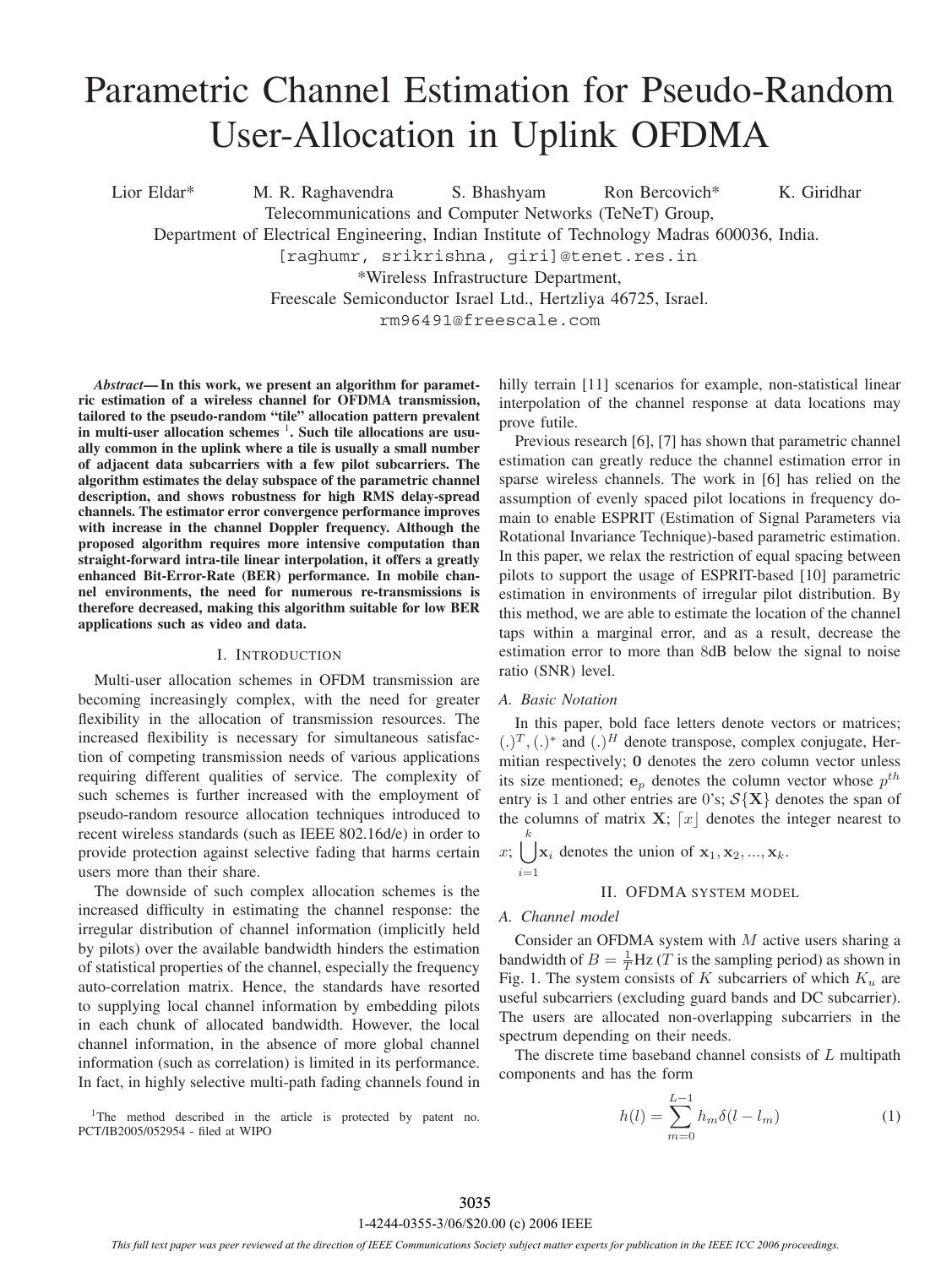# Parametric Channel Estimation for Pseudo-Random User-Allocation in Uplink OFDMA

Lior Eldar* M. R. Raghavendra S. Bhashyam Ron Bercovich* K. Giridhar

Telecommunications and Computer Networks (TeNeT) Group,
Department of Electrical Engineering, Indian Institute of Technology Madras 600036, India.
[raghumr, srikrishna, giri]@tenet.res.in
*Wireless Infrastructure Department,
Freescale Semiconductor Israel Ltd., Hertzliya 46725, Israel.
rm96491@freescale.com

***Abstract*— In this work, we present an algorithm for parametric estimation of a wireless channel for OFDMA transmission, tailored to the pseudo-random "tile" allocation pattern prevalent in multi-user allocation schemes [1]. Such tile allocations are usually common in the uplink where a tile is usually a small number of adjacent data subcarriers with a few pilot subcarriers. The algorithm estimates the delay subspace of the parametric channel description, and shows robustness for high RMS delay-spread channels. The estimator error convergence performance improves with increase in the channel Doppler frequency. Although the proposed algorithm requires more intensive computation than straight-forward intra-tile linear interpolation, it offers a greatly enhanced Bit-Error-Rate (BER) performance. In mobile channel environments, the need for numerous re-transmissions is therefore decreased, making this algorithm suitable for low BER applications such as video and data.**

## I. Introduction

Multi-user allocation schemes in OFDM transmission are becoming increasingly complex, with the need for greater flexibility in the allocation of transmission resources. The increased flexibility is necessary for simultaneous satisfaction of competing transmission needs of various applications requiring different qualities of service. The complexity of such schemes is further increased with the employment of pseudo-random resource allocation techniques introduced to recent wireless standards (such as IEEE 802.16d/e) in order to provide protection against selective fading that harms certain users more than their share.

The downside of such complex allocation schemes is the increased difficulty in estimating the channel response: the irregular distribution of channel information (implicitly held by pilots) over the available bandwidth hinders the estimation of statistical properties of the channel, especially the frequency auto-correlation matrix. Hence, the standards have resorted to supplying local channel information by embedding pilots in each chunk of allocated bandwidth. However, the local channel information, in the absence of more global channel information (such as correlation) is limited in its performance. In fact, in highly selective multi-path fading channels found in hilly terrain [11] scenarios for example, non-statistical linear interpolation of the channel response at data locations may prove futile.

Previous research [6], [7] has shown that parametric channel estimation can greatly reduce the channel estimation error in sparse wireless channels. The work in [6] has relied on the assumption of evenly spaced pilot locations in frequency domain to enable ESPRIT (Estimation of Signal Parameters via Rotational Invariance Technique)-based parametric estimation. In this paper, we relax the restriction of equal spacing between pilots to support the usage of ESPRIT-based [10] parametric estimation in environments of irregular pilot distribution. By this method, we are able to estimate the location of the channel taps within a marginal error, and as a result, decrease the estimation error to more than 8dB below the signal to noise ratio (SNR) level.

### A. Basic Notation

In this paper, bold face letters denote vectors or matrices; $(.)^T, (.)^*$ and $(.)^H$ denote transpose, complex conjugate, Hermitian respectively; $\mathbf{0}$ denotes the zero column vector unless its size mentioned; $\mathbf{e}_p$ denotes the column vector whose $p^{th}$ entry is 1 and other entries are 0's; $\mathcal{S}\{\mathbf{X}\}$ denotes the span of the columns of matrix $\mathbf{X}$; $\lceil x \rfloor$ denotes the integer nearest to $x$; $\bigcup_{i=1}^{k} \mathbf{x}_i$ denotes the union of $\mathbf{x}_1, \mathbf{x}_2, ..., \mathbf{x}_k$.

## II. OFDMA system model

### A. Channel model

Consider an OFDMA system with $M$ active users sharing a bandwidth of $B = \frac{1}{T}$Hz ($T$ is the sampling period) as shown in Fig. 1. The system consists of $K$ subcarriers of which $K_u$ are useful subcarriers (excluding guard bands and DC subcarrier). The users are allocated non-overlapping subcarriers in the spectrum depending on their needs.

The discrete time baseband channel consists of $L$ multipath components and has the form

$$h(l) = \sum_{m=0}^{L-1} h_m \delta(l - l_m) \tag{1}$$

[1]The method described in the article is protected by patent no. PCT/IB2005/052954 - filed at WIPO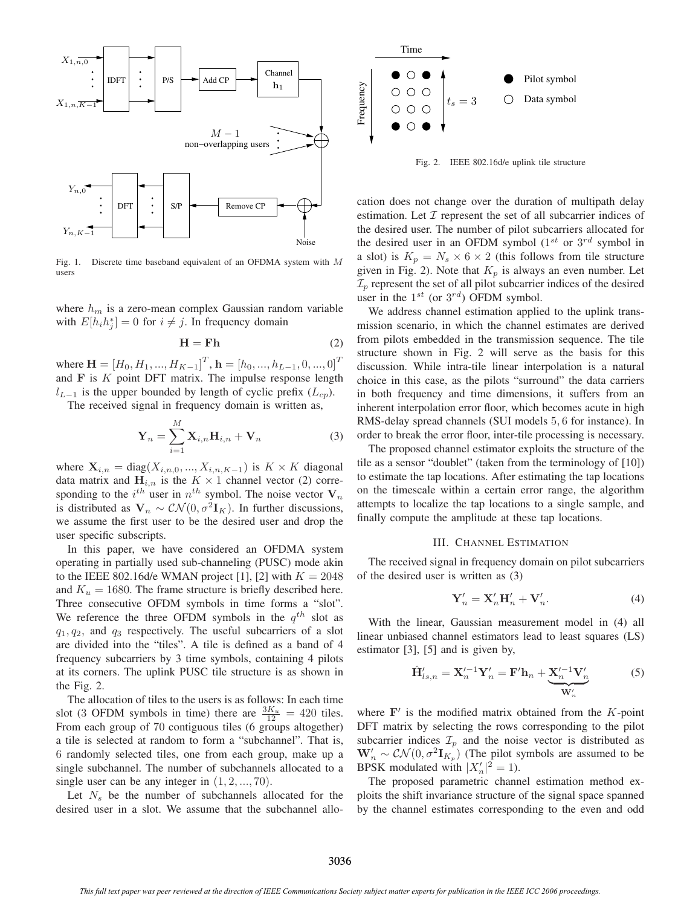Fig. 1. Discrete time baseband equivalent of an OFDMA system with $M$ users

where $h_m$ is a zero-mean complex Gaussian random variable with $E[h_i h_j^*] = 0$ for $i \neq j$. In frequency domain

$$\mathbf{H} = \mathbf{F}\mathbf{h} \tag{2}$$

where $\mathbf{H} = [H_0, H_1, ..., H_{K-1}]^T$, $\mathbf{h} = [h_0, ..., h_{L-1}, 0, ..., 0]^T$ and $\mathbf{F}$ is $K$ point DFT matrix. The impulse response length $l_{L-1}$ is the upper bounded by length of cyclic prefix ($L_{cp}$).

The received signal in frequency domain is written as,

$$\mathbf{Y}_n = \sum_{i=1}^{M} \mathbf{X}_{i,n}\mathbf{H}_{i,n} + \mathbf{V}_n \tag{3}$$

where $\mathbf{X}_{i,n} = \text{diag}(X_{i,n,0}, ..., X_{i,n,K-1})$ is $K \times K$ diagonal data matrix and $\mathbf{H}_{i,n}$ is the $K \times 1$ channel vector (2) corresponding to the $i^{th}$ user in $n^{th}$ symbol. The noise vector $\mathbf{V}_n$ is distributed as $\mathbf{V}_n \sim \mathcal{CN}(0, \sigma^2 \mathbf{I}_K)$. In further discussions, we assume the first user to be the desired user and drop the user specific subscripts.

In this paper, we have considered an OFDMA system operating in partially used sub-channeling (PUSC) mode akin to the IEEE 802.16d/e WMAN project [1], [2] with $K = 2048$ and $K_u = 1680$. The frame structure is briefly described here. Three consecutive OFDM symbols in time forms a "slot". We reference the three OFDM symbols in the $q^{th}$ slot as $q_1, q_2$, and $q_3$ respectively. The useful subcarriers of a slot are divided into the "tiles". A tile is defined as a band of 4 frequency subcarriers by 3 time symbols, containing 4 pilots at its corners. The uplink PUSC tile structure is as shown in the Fig. 2.

The allocation of tiles to the users is as follows: In each time slot (3 OFDM symbols in time) there are $\frac{3K_u}{12} = 420$ tiles. From each group of 70 contiguous tiles (6 groups altogether) a tile is selected at random to form a "subchannel". That is, 6 randomly selected tiles, one from each group, make up a single subchannel. The number of subchannels allocated to a single user can be any integer in $(1, 2, ..., 70)$.

Let $N_s$ be the number of subchannels allocated for the desired user in a slot. We assume that the subchannel allocation does not change over the duration of multipath delay estimation. Let $\mathcal{I}$ represent the set of all subcarrier indices of the desired user. The number of pilot subcarriers allocated for the desired user in an OFDM symbol ($1^{st}$ or $3^{rd}$ symbol in a slot) is $K_p = N_s \times 6 \times 2$ (this follows from tile structure given in Fig. 2). Note that $K_p$ is always an even number. Let $\mathcal{I}_p$ represent the set of all pilot subcarrier indices of the desired user in the $1^{st}$ (or $3^{rd}$) OFDM symbol.

Fig. 2. IEEE 802.16d/e uplink tile structure

We address channel estimation applied to the uplink transmission scenario, in which the channel estimates are derived from pilots embedded in the transmission sequence. The tile structure shown in Fig. 2 will serve as the basis for this discussion. While intra-tile linear interpolation is a natural choice in this case, as the pilots "surround" the data carriers in both frequency and time dimensions, it suffers from an inherent interpolation error floor, which becomes acute in high RMS-delay spread channels (SUI models 5, 6 for instance). In order to break the error floor, inter-tile processing is necessary.

The proposed channel estimator exploits the structure of the tile as a sensor "doublet" (taken from the terminology of [10]) to estimate the tap locations. After estimating the tap locations on the timescale within a certain error range, the algorithm attempts to localize the tap locations to a single sample, and finally compute the amplitude at these tap locations.

## III. Channel Estimation

The received signal in frequency domain on pilot subcarriers of the desired user is written as (3)

$$\mathbf{Y}'_n = \mathbf{X}'_n \mathbf{H}'_n + \mathbf{V}'_n. \tag{4}$$

With the linear, Gaussian measurement model in (4) all linear unbiased channel estimators lead to least squares (LS) estimator [3], [5] and is given by,

$$\hat{\mathbf{H}}'_{ls,n} = \mathbf{X}'^{-1}_n \mathbf{Y}'_n = \mathbf{F}'\mathbf{h}_n + \underbrace{\mathbf{X}'^{-1}_n \mathbf{V}'_n}_{\mathbf{W}'_n} \tag{5}$$

where $\mathbf{F}'$ is the modified matrix obtained from the $K$-point DFT matrix by selecting the rows corresponding to the pilot subcarrier indices $\mathcal{I}_p$ and the noise vector is distributed as $\mathbf{W}'_n \sim \mathcal{CN}(0, \sigma^2 \mathbf{I}_{K_p})$ (The pilot symbols are assumed to be BPSK modulated with $|X'_n|^2 = 1$).

The proposed parametric channel estimation method exploits the shift invariance structure of the signal space spanned by the channel estimates corresponding to the even and odd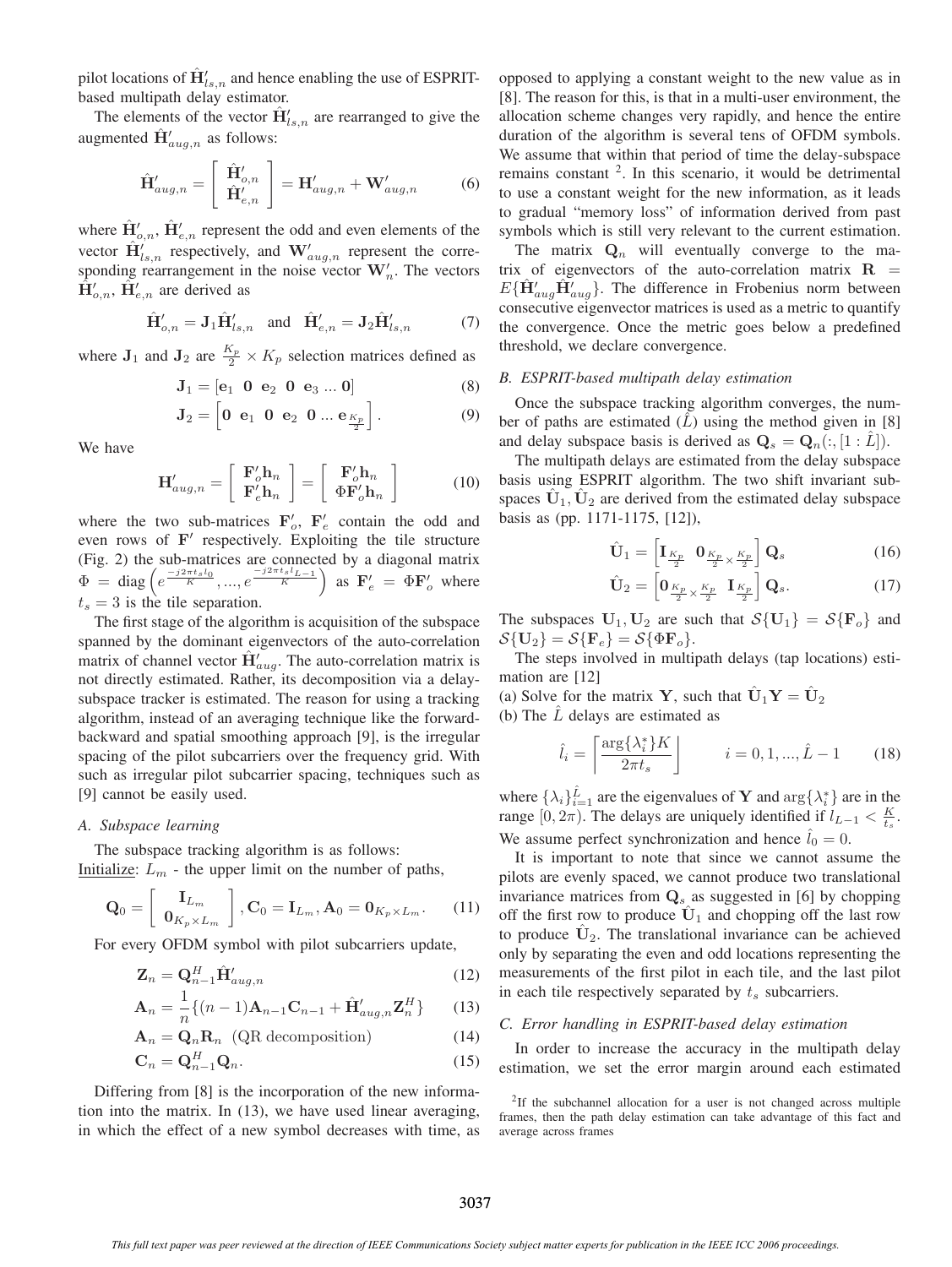pilot locations of $\hat{\mathbf{H}}'_{ls,n}$ and hence enabling the use of ESPRIT-based multipath delay estimator.

The elements of the vector $\hat{\mathbf{H}}'_{ls,n}$ are rearranged to give the augmented $\hat{\mathbf{H}}'_{aug,n}$ as follows:

$$\hat{\mathbf{H}}'_{aug,n} = \begin{bmatrix} \hat{\mathbf{H}}'_{o,n} \\ \hat{\mathbf{H}}'_{e,n} \end{bmatrix} = \mathbf{H}'_{aug,n} + \mathbf{W}'_{aug,n} \tag{6}$$

where $\hat{\mathbf{H}}'_{o,n}$, $\hat{\mathbf{H}}'_{e,n}$ represent the odd and even elements of the vector $\hat{\mathbf{H}}'_{ls,n}$ respectively, and $\mathbf{W}'_{aug,n}$ represent the corresponding rearrangement in the noise vector $\mathbf{W}'_n$. The vectors $\hat{\mathbf{H}}'_{o,n}$, $\hat{\mathbf{H}}'_{e,n}$ are derived as

$$\hat{\mathbf{H}}'_{o,n} = \mathbf{J}_1 \hat{\mathbf{H}}'_{ls,n} \quad \text{and} \quad \hat{\mathbf{H}}'_{e,n} = \mathbf{J}_2 \hat{\mathbf{H}}'_{ls,n} \tag{7}$$

where $\mathbf{J}_1$ and $\mathbf{J}_2$ are $\frac{K_p}{2} \times K_p$ selection matrices defined as

$$\mathbf{J}_1 = [\mathbf{e}_1 \;\; \mathbf{0} \;\; \mathbf{e}_2 \;\; \mathbf{0} \;\; \mathbf{e}_3 \; ... \; \mathbf{0}] \tag{8}$$

$$\mathbf{J}_2 = \left[\mathbf{0} \;\; \mathbf{e}_1 \;\; \mathbf{0} \;\; \mathbf{e}_2 \;\; \mathbf{0} \; ... \; \mathbf{e}_{\frac{K_p}{2}}\right]. \tag{9}$$

We have

$$\mathbf{H}'_{aug,n} = \begin{bmatrix} \mathbf{F}'_o \mathbf{h}_n \\ \mathbf{F}'_e \mathbf{h}_n \end{bmatrix} = \begin{bmatrix} \mathbf{F}'_o \mathbf{h}_n \\ \Phi \mathbf{F}'_o \mathbf{h}_n \end{bmatrix} \tag{10}$$

where the two sub-matrices $\mathbf{F}'_o$, $\mathbf{F}'_e$ contain the odd and even rows of $\mathbf{F}'$ respectively. Exploiting the tile structure (Fig. 2) the sub-matrices are connected by a diagonal matrix $\Phi = \text{diag}\left(e^{\frac{-j2\pi t_s l_0}{K}}, ..., e^{\frac{-j2\pi t_s l_{L-1}}{K}}\right)$ as $\mathbf{F}'_e = \Phi \mathbf{F}'_o$ where $t_s = 3$ is the tile separation.

The first stage of the algorithm is acquisition of the subspace spanned by the dominant eigenvectors of the auto-correlation matrix of channel vector $\hat{\mathbf{H}}'_{aug}$. The auto-correlation matrix is not directly estimated. Rather, its decomposition via a delay-subspace tracker is estimated. The reason for using a tracking algorithm, instead of an averaging technique like the forward-backward and spatial smoothing approach [9], is the irregular spacing of the pilot subcarriers over the frequency grid. With such as irregular pilot subcarrier spacing, techniques such as [9] cannot be easily used.

### *A. Subspace learning*

The subspace tracking algorithm is as follows:

Initialize: $L_m$ - the upper limit on the number of paths,

$$\mathbf{Q}_0 = \begin{bmatrix} \mathbf{I}_{L_m} \\ \mathbf{0}_{K_p \times L_m} \end{bmatrix}, \mathbf{C}_0 = \mathbf{I}_{L_m}, \mathbf{A}_0 = \mathbf{0}_{K_p \times L_m}. \tag{11}$$

For every OFDM symbol with pilot subcarriers update,

$$\mathbf{Z}_n = \mathbf{Q}^H_{n-1} \hat{\mathbf{H}}'_{aug,n} \tag{12}$$

$$\mathbf{A}_n = \frac{1}{n}\{(n-1)\mathbf{A}_{n-1}\mathbf{C}_{n-1} + \hat{\mathbf{H}}'_{aug,n}\mathbf{Z}^H_n\} \tag{13}$$

$$\mathbf{A}_n = \mathbf{Q}_n \mathbf{R}_n \;\; \text{(QR decomposition)} \tag{14}$$

$$\mathbf{C}_n = \mathbf{Q}^H_{n-1}\mathbf{Q}_n. \tag{15}$$

Differing from [8] is the incorporation of the new information into the matrix. In (13), we have used linear averaging, in which the effect of a new symbol decreases with time, as opposed to applying a constant weight to the new value as in [8]. The reason for this, is that in a multi-user environment, the allocation scheme changes very rapidly, and hence the entire duration of the algorithm is several tens of OFDM symbols. We assume that within that period of time the delay-subspace remains constant [2]. In this scenario, it would be detrimental to use a constant weight for the new information, as it leads to gradual "memory loss" of information derived from past symbols which is still very relevant to the current estimation.

The matrix $\mathbf{Q}_n$ will eventually converge to the matrix of eigenvectors of the auto-correlation matrix $\mathbf{R} = E\{\hat{\mathbf{H}}'_{aug}\hat{\mathbf{H}}'_{aug}\}$. The difference in Frobenius norm between consecutive eigenvector matrices is used as a metric to quantify the convergence. Once the metric goes below a predefined threshold, we declare convergence.

### *B. ESPRIT-based multipath delay estimation*

Once the subspace tracking algorithm converges, the number of paths are estimated ($\hat{L}$) using the method given in [8] and delay subspace basis is derived as $\mathbf{Q}_s = \mathbf{Q}_n(:, [1 : \hat{L}])$.

The multipath delays are estimated from the delay subspace basis using ESPRIT algorithm. The two shift invariant subspaces $\hat{\mathbf{U}}_1, \hat{\mathbf{U}}_2$ are derived from the estimated delay subspace basis as (pp. 1171-1175, [12]),

$$\hat{\mathbf{U}}_1 = \left[\mathbf{I}_{\frac{K_p}{2}} \;\; \mathbf{0}_{\frac{K_p}{2} \times \frac{K_p}{2}}\right] \mathbf{Q}_s \tag{16}$$

$$\hat{\mathbf{U}}_2 = \left[\mathbf{0}_{\frac{K_p}{2} \times \frac{K_p}{2}} \;\; \mathbf{I}_{\frac{K_p}{2}}\right] \mathbf{Q}_s. \tag{17}$$

The subspaces $\mathbf{U}_1, \mathbf{U}_2$ are such that $\mathcal{S}\{\mathbf{U}_1\} = \mathcal{S}\{\mathbf{F}_o\}$ and $\mathcal{S}\{\mathbf{U}_2\} = \mathcal{S}\{\mathbf{F}_e\} = \mathcal{S}\{\Phi\mathbf{F}_o\}$.

The steps involved in multipath delays (tap locations) estimation are [12]

(a) Solve for the matrix $\mathbf{Y}$, such that $\hat{\mathbf{U}}_1\mathbf{Y} = \hat{\mathbf{U}}_2$

(b) The $\hat{L}$ delays are estimated as

$$\hat{l}_i = \left\lceil \frac{\arg\{\lambda^*_i\}K}{2\pi t_s} \right\rfloor \qquad i = 0, 1, ..., \hat{L} - 1 \tag{18}$$

where $\{\lambda_i\}^{\hat{L}}_{i=1}$ are the eigenvalues of $\mathbf{Y}$ and $\arg\{\lambda^*_i\}$ are in the range $[0, 2\pi)$. The delays are uniquely identified if $l_{L-1} < \frac{K}{t_s}$. We assume perfect synchronization and hence $\hat{l}_0 = 0$.

It is important to note that since we cannot assume the pilots are evenly spaced, we cannot produce two translational invariance matrices from $\mathbf{Q}_s$ as suggested in [6] by chopping off the first row to produce $\hat{\mathbf{U}}_1$ and chopping off the last row to produce $\hat{\mathbf{U}}_2$. The translational invariance can be achieved only by separating the even and odd locations representing the measurements of the first pilot in each tile, and the last pilot in each tile respectively separated by $t_s$ subcarriers.

### *C. Error handling in ESPRIT-based delay estimation*

In order to increase the accuracy in the multipath delay estimation, we set the error margin around each estimated

[2] If the subchannel allocation for a user is not changed across multiple frames, then the path delay estimation can take advantage of this fact and average across frames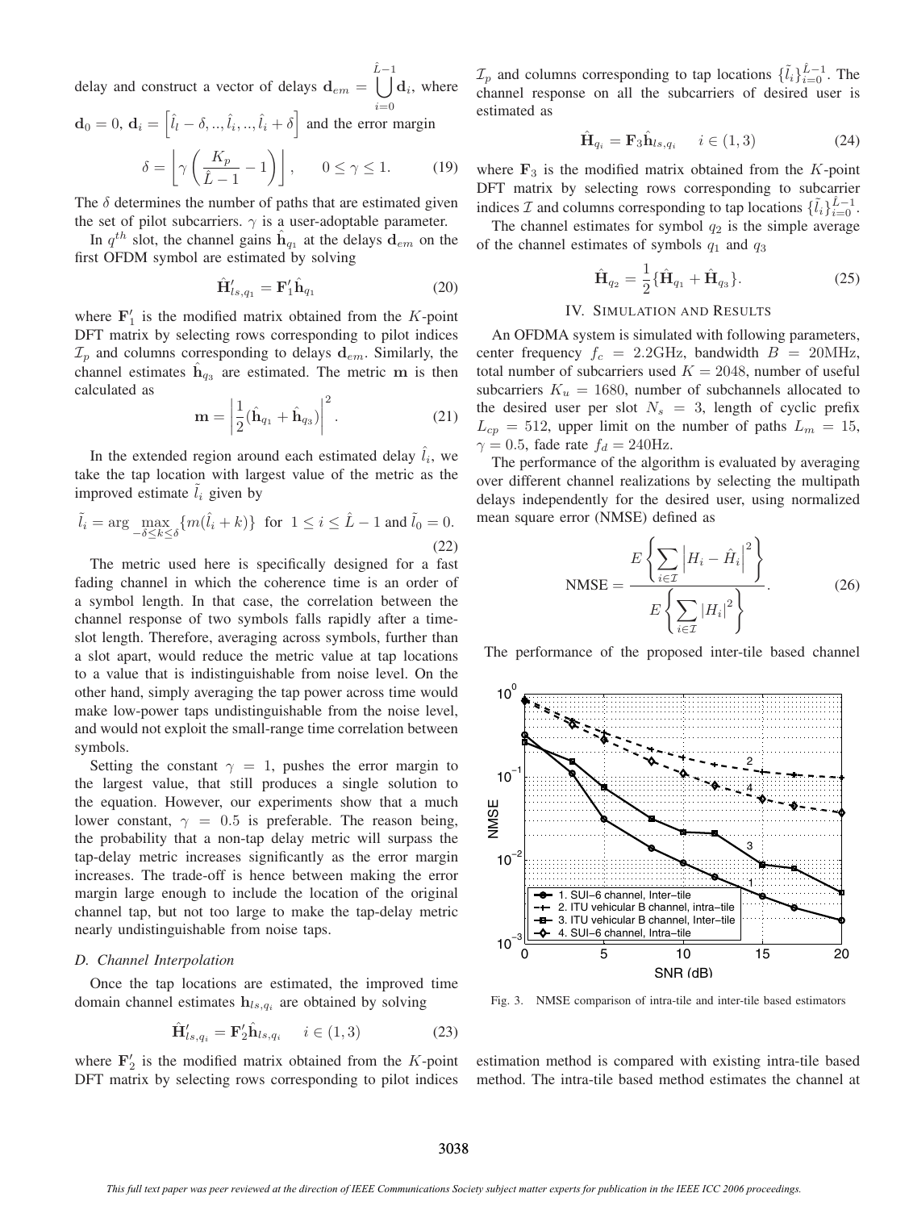delay and construct a vector of delays $\mathbf{d}_{em} = \bigcup_{i=0}^{\hat{L}-1} \mathbf{d}_i$, where $\mathbf{d}_0 = 0$, $\mathbf{d}_i = \left[\hat{l}_l - \delta, .., \hat{l}_i, .., \hat{l}_i + \delta\right]$ and the error margin

$$\delta = \left\lfloor \gamma \left( \frac{K_p}{\hat{L} - 1} - 1 \right) \right\rfloor, \qquad 0 \le \gamma \le 1. \tag{19}$$

The $\delta$ determines the number of paths that are estimated given the set of pilot subcarriers. $\gamma$ is a user-adoptable parameter.

In $q^{th}$ slot, the channel gains $\hat{\mathbf{h}}_{q_1}$ at the delays $\mathbf{d}_{em}$ on the first OFDM symbol are estimated by solving

$$\hat{\mathbf{H}}'_{ls,q_1} = \mathbf{F}'_1 \hat{\mathbf{h}}_{q_1} \tag{20}$$

where $\mathbf{F}'_1$ is the modified matrix obtained from the $K$-point DFT matrix by selecting rows corresponding to pilot indices $\mathcal{I}_p$ and columns corresponding to delays $\mathbf{d}_{em}$. Similarly, the channel estimates $\hat{\mathbf{h}}_{q_3}$ are estimated. The metric $\mathbf{m}$ is then calculated as

$$\mathbf{m} = \left| \frac{1}{2} (\hat{\mathbf{h}}_{q_1} + \hat{\mathbf{h}}_{q_3}) \right|^2. \tag{21}$$

In the extended region around each estimated delay $\hat{l}_i$, we take the tap location with largest value of the metric as the improved estimate $\tilde{l}_i$ given by

$$\tilde{l}_i = \arg \max_{-\delta \le k \le \delta} \{m(\hat{l}_i + k)\} \ \text{ for } \ 1 \le i \le \hat{L} - 1 \text{ and } \tilde{l}_0 = 0. \tag{22}$$

The metric used here is specifically designed for a fast fading channel in which the coherence time is an order of a symbol length. In that case, the correlation between the channel response of two symbols falls rapidly after a time-slot length. Therefore, averaging across symbols, further than a slot apart, would reduce the metric value at tap locations to a value that is indistinguishable from noise level. On the other hand, simply averaging the tap power across time would make low-power taps undistinguishable from the noise level, and would not exploit the small-range time correlation between symbols.

Setting the constant $\gamma = 1$, pushes the error margin to the largest value, that still produces a single solution to the equation. However, our experiments show that a much lower constant, $\gamma = 0.5$ is preferable. The reason being, the probability that a non-tap delay metric will surpass the tap-delay metric increases significantly as the error margin increases. The trade-off is hence between making the error margin large enough to include the location of the original channel tap, but not too large to make the tap-delay metric nearly undistinguishable from noise taps.

### D. Channel Interpolation

Once the tap locations are estimated, the improved time domain channel estimates $\mathbf{h}_{ls,q_i}$ are obtained by solving

$$\hat{\mathbf{H}}'_{ls,q_i} = \mathbf{F}'_2 \hat{\mathbf{h}}_{ls,q_i} \qquad i \in (1, 3) \tag{23}$$

where $\mathbf{F}'_2$ is the modified matrix obtained from the $K$-point DFT matrix by selecting rows corresponding to pilot indices $\mathcal{I}_p$ and columns corresponding to tap locations $\{\tilde{l}_i\}_{i=0}^{\hat{L}-1}$. The channel response on all the subcarriers of desired user is estimated as

$$\hat{\mathbf{H}}_{q_i} = \mathbf{F}_3 \hat{\mathbf{h}}_{ls,q_i} \qquad i \in (1, 3) \tag{24}$$

where $\mathbf{F}_3$ is the modified matrix obtained from the $K$-point DFT matrix by selecting rows corresponding to subcarrier indices $\mathcal{I}$ and columns corresponding to tap locations $\{\tilde{l}_i\}_{i=0}^{\hat{L}-1}$.

The channel estimates for symbol $q_2$ is the simple average of the channel estimates of symbols $q_1$ and $q_3$

$$\hat{\mathbf{H}}_{q_2} = \frac{1}{2} \{\hat{\mathbf{H}}_{q_1} + \hat{\mathbf{H}}_{q_3}\}. \tag{25}$$

## IV. Simulation and Results

An OFDMA system is simulated with following parameters, center frequency $f_c = 2.2$GHz, bandwidth $B = 20$MHz, total number of subcarriers used $K = 2048$, number of useful subcarriers $K_u = 1680$, number of subchannels allocated to the desired user per slot $N_s = 3$, length of cyclic prefix $L_{cp} = 512$, upper limit on the number of paths $L_m = 15$, $\gamma = 0.5$, fade rate $f_d = 240$Hz.

The performance of the algorithm is evaluated by averaging over different channel realizations by selecting the multipath delays independently for the desired user, using normalized mean square error (NMSE) defined as

$$\text{NMSE} = \frac{E\left\{\sum_{i \in \mathcal{I}} \left| H_i - \hat{H}_i \right|^2 \right\}}{E\left\{\sum_{i \in \mathcal{I}} \left| H_i \right|^2 \right\}}. \tag{26}$$

The performance of the proposed inter-tile based channel estimation method is compared with existing intra-tile based method. The intra-tile based method estimates the channel at

Fig. 3. NMSE comparison of intra-tile and inter-tile based estimators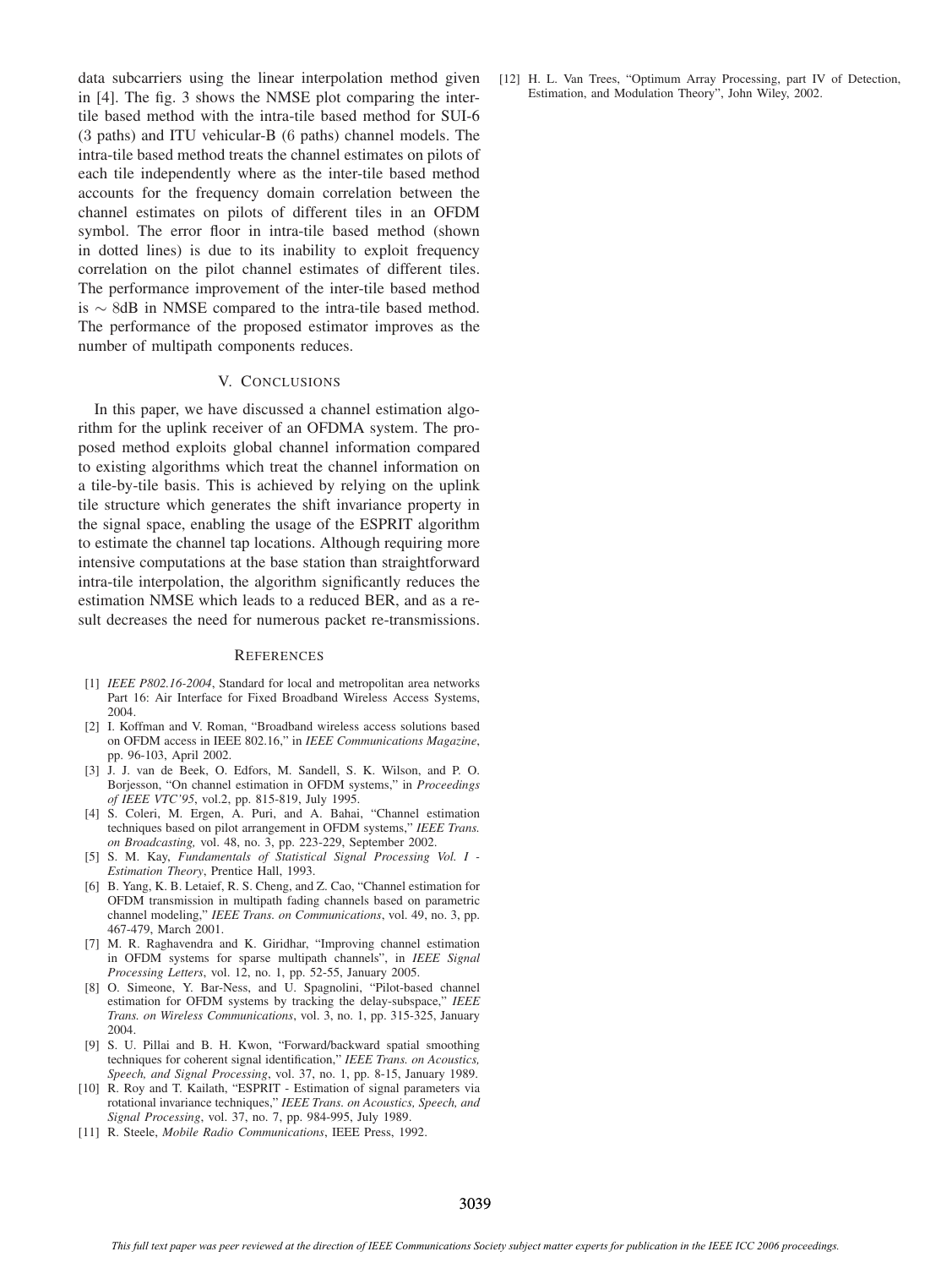data subcarriers using the linear interpolation method given in [4]. The fig. 3 shows the NMSE plot comparing the inter-tile based method with the intra-tile based method for SUI-6 (3 paths) and ITU vehicular-B (6 paths) channel models. The intra-tile based method treats the channel estimates on pilots of each tile independently where as the inter-tile based method accounts for the frequency domain correlation between the channel estimates on pilots of different tiles in an OFDM symbol. The error floor in intra-tile based method (shown in dotted lines) is due to its inability to exploit frequency correlation on the pilot channel estimates of different tiles. The performance improvement of the inter-tile based method is $\sim$ 8dB in NMSE compared to the intra-tile based method. The performance of the proposed estimator improves as the number of multipath components reduces.

## V. Conclusions

In this paper, we have discussed a channel estimation algorithm for the uplink receiver of an OFDMA system. The proposed method exploits global channel information compared to existing algorithms which treat the channel information on a tile-by-tile basis. This is achieved by relying on the uplink tile structure which generates the shift invariance property in the signal space, enabling the usage of the ESPRIT algorithm to estimate the channel tap locations. Although requiring more intensive computations at the base station than straightforward intra-tile interpolation, the algorithm significantly reduces the estimation NMSE which leads to a reduced BER, and as a result decreases the need for numerous packet re-transmissions.

## References

[1] *IEEE P802.16-2004*, Standard for local and metropolitan area networks Part 16: Air Interface for Fixed Broadband Wireless Access Systems, 2004.

[2] I. Koffman and V. Roman, "Broadband wireless access solutions based on OFDM access in IEEE 802.16," in *IEEE Communications Magazine*, pp. 96-103, April 2002.

[3] J. J. van de Beek, O. Edfors, M. Sandell, S. K. Wilson, and P. O. Borjesson, "On channel estimation in OFDM systems," in *Proceedings of IEEE VTC'95*, vol.2, pp. 815-819, July 1995.

[4] S. Coleri, M. Ergen, A. Puri, and A. Bahai, "Channel estimation techniques based on pilot arrangement in OFDM systems," *IEEE Trans. on Broadcasting,* vol. 48, no. 3, pp. 223-229, September 2002.

[5] S. M. Kay, *Fundamentals of Statistical Signal Processing Vol. I - Estimation Theory*, Prentice Hall, 1993.

[6] B. Yang, K. B. Letaief, R. S. Cheng, and Z. Cao, "Channel estimation for OFDM transmission in multipath fading channels based on parametric channel modeling," *IEEE Trans. on Communications*, vol. 49, no. 3, pp. 467-479, March 2001.

[7] M. R. Raghavendra and K. Giridhar, "Improving channel estimation in OFDM systems for sparse multipath channels", in *IEEE Signal Processing Letters*, vol. 12, no. 1, pp. 52-55, January 2005.

[8] O. Simeone, Y. Bar-Ness, and U. Spagnolini, "Pilot-based channel estimation for OFDM systems by tracking the delay-subspace," *IEEE Trans. on Wireless Communications*, vol. 3, no. 1, pp. 315-325, January 2004.

[9] S. U. Pillai and B. H. Kwon, "Forward/backward spatial smoothing techniques for coherent signal identification," *IEEE Trans. on Acoustics, Speech, and Signal Processing*, vol. 37, no. 1, pp. 8-15, January 1989.

[10] R. Roy and T. Kailath, "ESPRIT - Estimation of signal parameters via rotational invariance techniques," *IEEE Trans. on Acoustics, Speech, and Signal Processing*, vol. 37, no. 7, pp. 984-995, July 1989.

[11] R. Steele, *Mobile Radio Communications*, IEEE Press, 1992.

[12] H. L. Van Trees, "Optimum Array Processing, part IV of Detection, Estimation, and Modulation Theory", John Wiley, 2002.